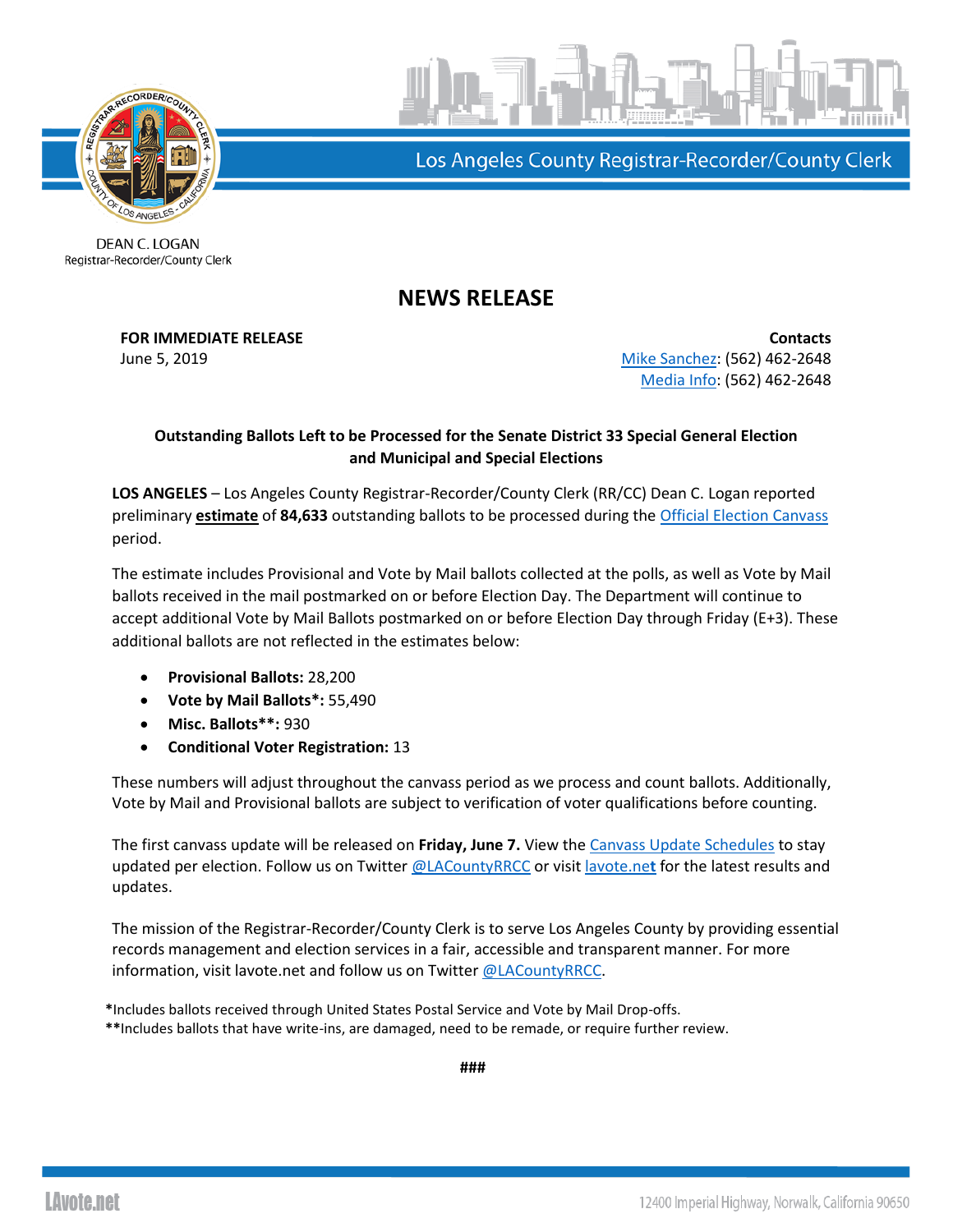Los Angeles County Registrar-Recorder/County Clerk

DEAN C. LOGAN
Registrar-Recorder/County Clerk

# NEWS RELEASE

**FOR IMMEDIATE RELEASE**
June 5, 2019

**Contacts**
Mike Sanchez: (562) 462-2648
Media Info: (562) 462-2648

**Outstanding Ballots Left to be Processed for the Senate District 33 Special General Election and Municipal and Special Elections**

**LOS ANGELES** – Los Angeles County Registrar-Recorder/County Clerk (RR/CC) Dean C. Logan reported preliminary **estimate** of **84,633** outstanding ballots to be processed during the Official Election Canvass period.

The estimate includes Provisional and Vote by Mail ballots collected at the polls, as well as Vote by Mail ballots received in the mail postmarked on or before Election Day. The Department will continue to accept additional Vote by Mail Ballots postmarked on or before Election Day through Friday (E+3). These additional ballots are not reflected in the estimates below:

- **Provisional Ballots:** 28,200
- **Vote by Mail Ballots*:** 55,490
- **Misc. Ballots**:** 930
- **Conditional Voter Registration:** 13

These numbers will adjust throughout the canvass period as we process and count ballots. Additionally, Vote by Mail and Provisional ballots are subject to verification of voter qualifications before counting.

The first canvass update will be released on **Friday, June 7.** View the Canvass Update Schedules to stay updated per election. Follow us on Twitter @LACountyRRCC or visit lavote.net for the latest results and updates.

The mission of the Registrar-Recorder/County Clerk is to serve Los Angeles County by providing essential records management and election services in a fair, accessible and transparent manner. For more information, visit lavote.net and follow us on Twitter @LACountyRRCC.

***** Includes ballots received through United States Postal Service and Vote by Mail Drop-offs.
****** Includes ballots that have write-ins, are damaged, need to be remade, or require further review.

###